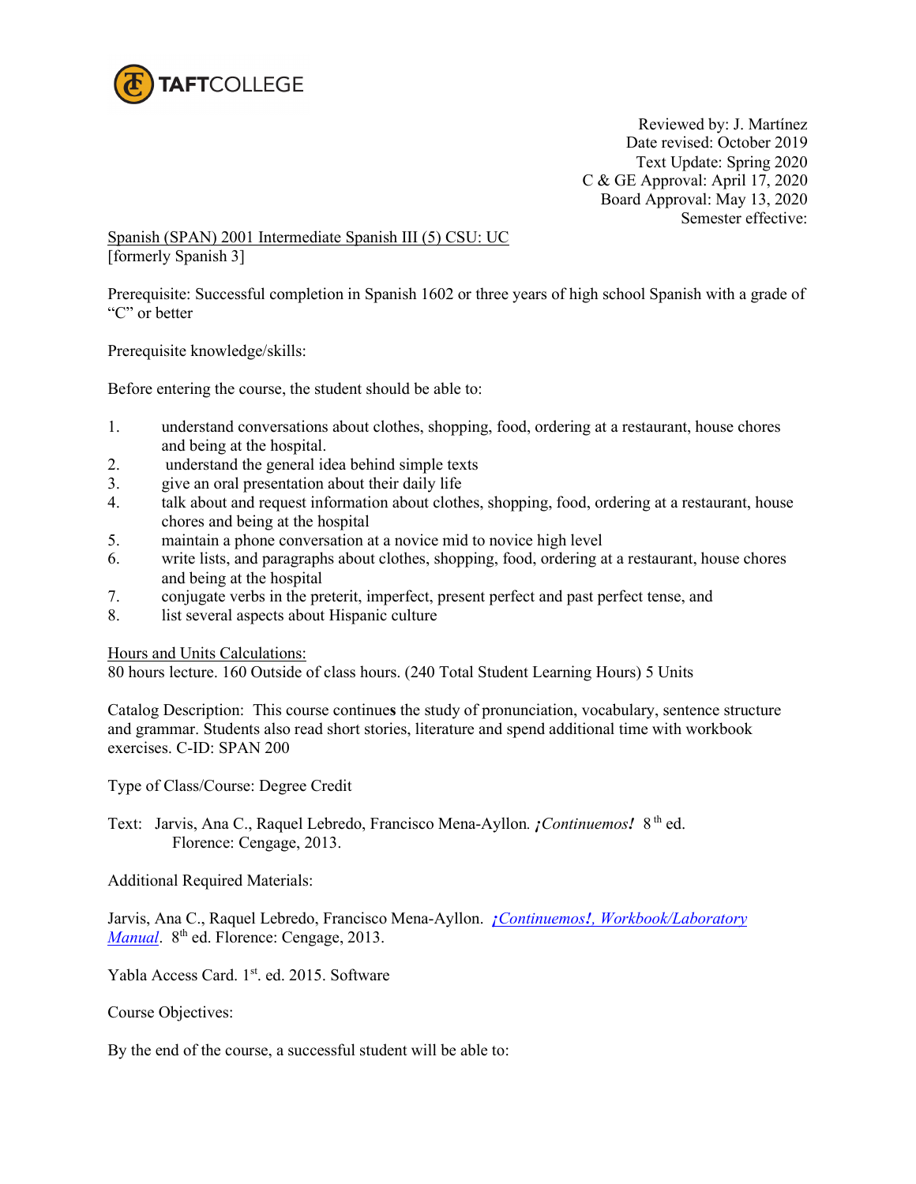TAFTCOLLEGE

Reviewed by: J. Martínez
Date revised: October 2019
Text Update: Spring 2020
C & GE Approval: April 17, 2020
Board Approval: May 13, 2020
Semester effective:

Spanish (SPAN) 2001 Intermediate Spanish III (5) CSU: UC
[formerly Spanish 3]

Prerequisite: Successful completion in Spanish 1602 or three years of high school Spanish with a grade of "C" or better

Prerequisite knowledge/skills:

Before entering the course, the student should be able to:

1. understand conversations about clothes, shopping, food, ordering at a restaurant, house chores and being at the hospital.
2. understand the general idea behind simple texts
3. give an oral presentation about their daily life
4. talk about and request information about clothes, shopping, food, ordering at a restaurant, house chores and being at the hospital
5. maintain a phone conversation at a novice mid to novice high level
6. write lists, and paragraphs about clothes, shopping, food, ordering at a restaurant, house chores and being at the hospital
7. conjugate verbs in the preterit, imperfect, present perfect and past perfect tense, and
8. list several aspects about Hispanic culture

Hours and Units Calculations:
80 hours lecture. 160 Outside of class hours. (240 Total Student Learning Hours) 5 Units

Catalog Description: This course continues the study of pronunciation, vocabulary, sentence structure and grammar. Students also read short stories, literature and spend additional time with workbook exercises. C-ID: SPAN 200

Type of Class/Course: Degree Credit

Text: Jarvis, Ana C., Raquel Lebredo, Francisco Mena-Ayllon. *¡Continuemos!* 8th ed. Florence: Cengage, 2013.

Additional Required Materials:

Jarvis, Ana C., Raquel Lebredo, Francisco Mena-Ayllon. *¡Continuemos!, Workbook/Laboratory Manual*. 8th ed. Florence: Cengage, 2013.

Yabla Access Card. 1st. ed. 2015. Software

Course Objectives:

By the end of the course, a successful student will be able to: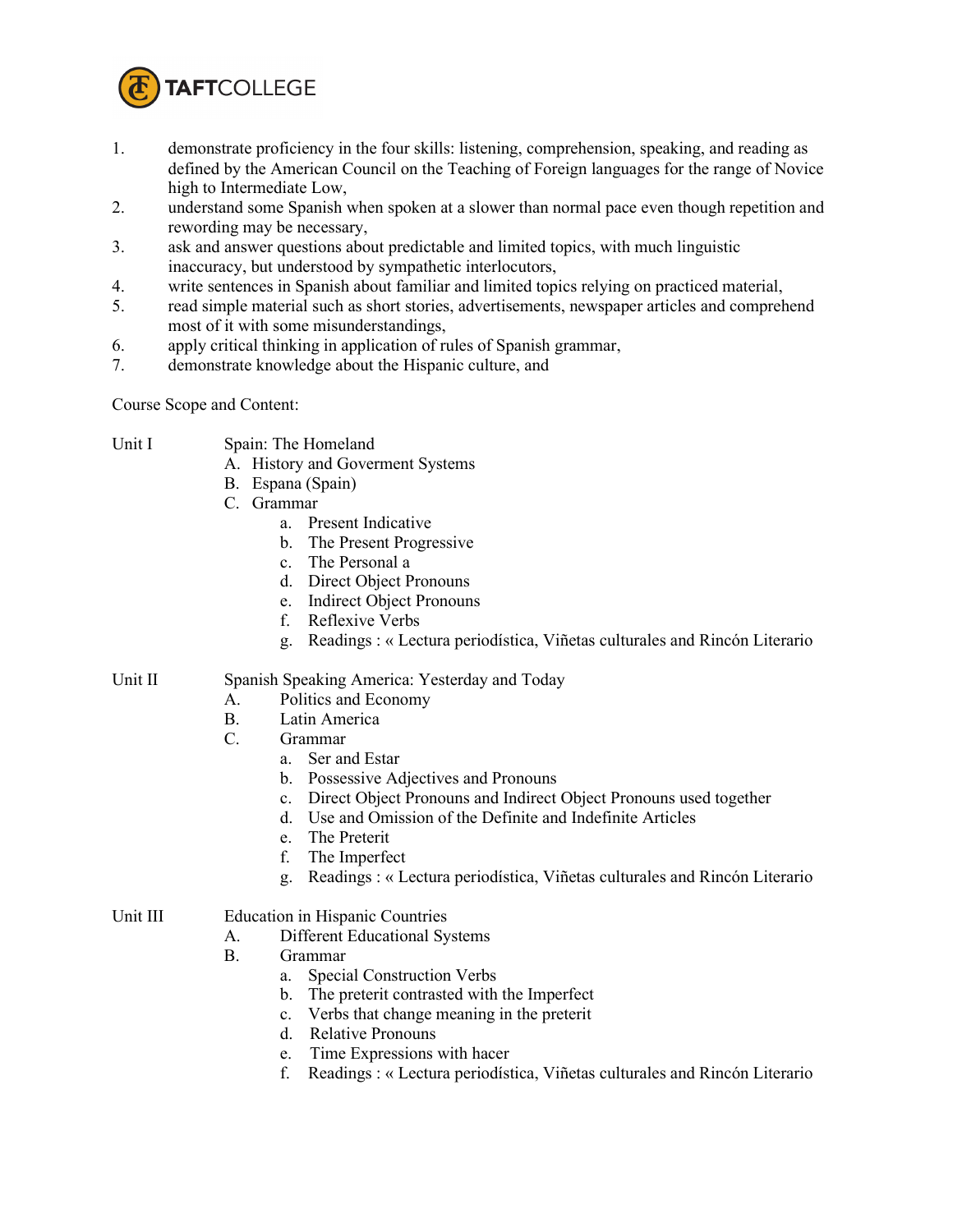1. demonstrate proficiency in the four skills: listening, comprehension, speaking, and reading as defined by the American Council on the Teaching of Foreign languages for the range of Novice high to Intermediate Low,
2. understand some Spanish when spoken at a slower than normal pace even though repetition and rewording may be necessary,
3. ask and answer questions about predictable and limited topics, with much linguistic inaccuracy, but understood by sympathetic interlocutors,
4. write sentences in Spanish about familiar and limited topics relying on practiced material,
5. read simple material such as short stories, advertisements, newspaper articles and comprehend most of it with some misunderstandings,
6. apply critical thinking in application of rules of Spanish grammar,
7. demonstrate knowledge about the Hispanic culture, and

Course Scope and Content:

Unit I Spain: The Homeland

- A. History and Goverment Systems
- B. Espana (Spain)
- C. Grammar
  - a. Present Indicative
  - b. The Present Progressive
  - c. The Personal a
  - d. Direct Object Pronouns
  - e. Indirect Object Pronouns
  - f. Reflexive Verbs
  - g. Readings : « Lectura periodística, Viñetas culturales and Rincón Literario

Unit II Spanish Speaking America: Yesterday and Today

- A. Politics and Economy
- B. Latin America
- C. Grammar
  - a. Ser and Estar
  - b. Possessive Adjectives and Pronouns
  - c. Direct Object Pronouns and Indirect Object Pronouns used together
  - d. Use and Omission of the Definite and Indefinite Articles
  - e. The Preterit
  - f. The Imperfect
  - g. Readings : « Lectura periodística, Viñetas culturales and Rincón Literario

Unit III Education in Hispanic Countries

- A. Different Educational Systems
- B. Grammar
  - a. Special Construction Verbs
  - b. The preterit contrasted with the Imperfect
  - c. Verbs that change meaning in the preterit
  - d. Relative Pronouns
  - e. Time Expressions with hacer
  - f. Readings : « Lectura periodística, Viñetas culturales and Rincón Literario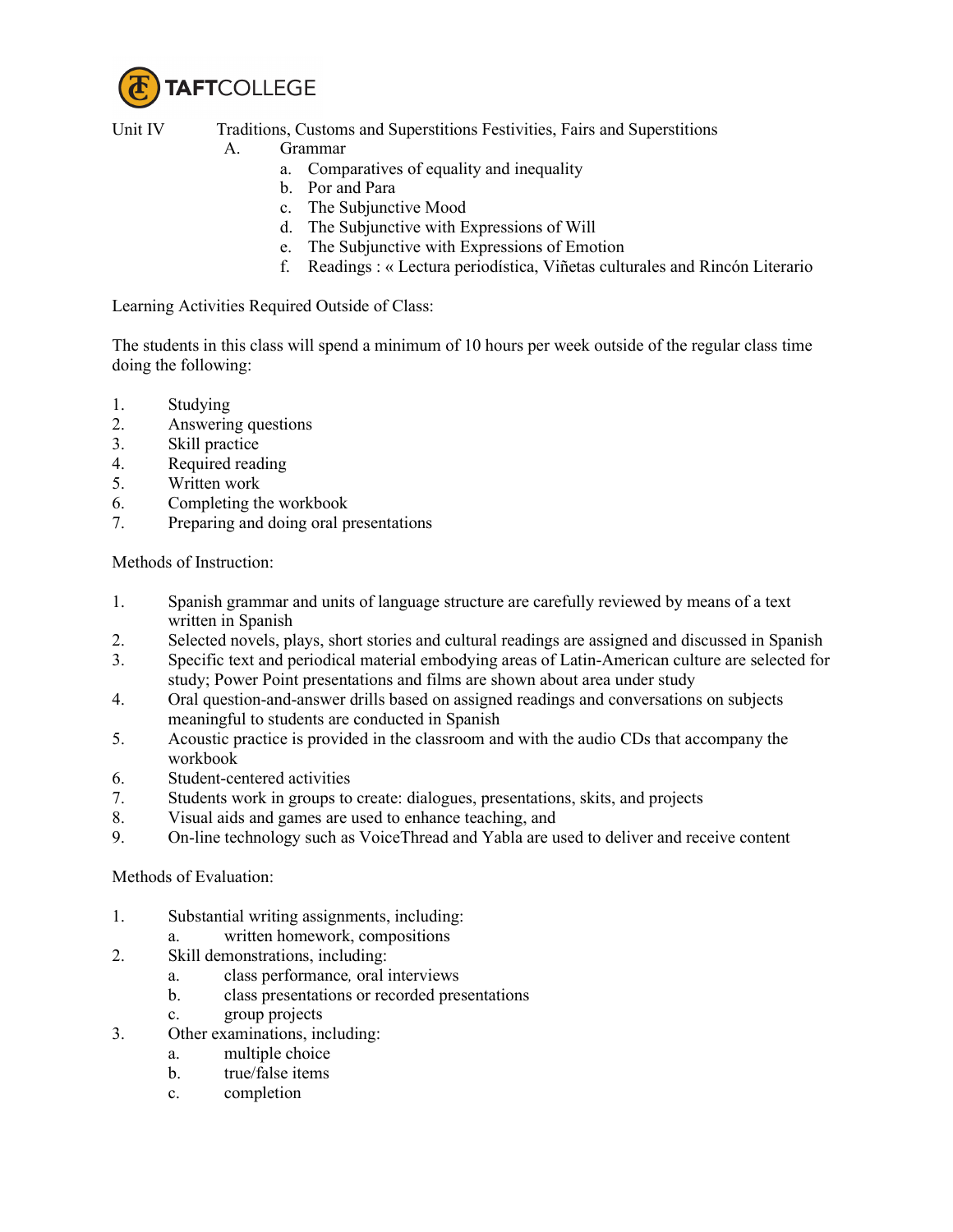Unit IV Traditions, Customs and Superstitions Festivities, Fairs and Superstitions

A. Grammar
   a. Comparatives of equality and inequality
   b. Por and Para
   c. The Subjunctive Mood
   d. The Subjunctive with Expressions of Will
   e. The Subjunctive with Expressions of Emotion
   f. Readings : « Lectura periodística, Viñetas culturales and Rincón Literario

Learning Activities Required Outside of Class:

The students in this class will spend a minimum of 10 hours per week outside of the regular class time doing the following:

1. Studying
2. Answering questions
3. Skill practice
4. Required reading
5. Written work
6. Completing the workbook
7. Preparing and doing oral presentations

Methods of Instruction:

1. Spanish grammar and units of language structure are carefully reviewed by means of a text written in Spanish
2. Selected novels, plays, short stories and cultural readings are assigned and discussed in Spanish
3. Specific text and periodical material embodying areas of Latin-American culture are selected for study; Power Point presentations and films are shown about area under study
4. Oral question-and-answer drills based on assigned readings and conversations on subjects meaningful to students are conducted in Spanish
5. Acoustic practice is provided in the classroom and with the audio CDs that accompany the workbook
6. Student-centered activities
7. Students work in groups to create: dialogues, presentations, skits, and projects
8. Visual aids and games are used to enhance teaching, and
9. On-line technology such as VoiceThread and Yabla are used to deliver and receive content

Methods of Evaluation:

1. Substantial writing assignments, including:
   a. written homework, compositions
2. Skill demonstrations, including:
   a. class performance*,* oral interviews
   b. class presentations or recorded presentations
   c. group projects
3. Other examinations, including:
   a. multiple choice
   b. true/false items
   c. completion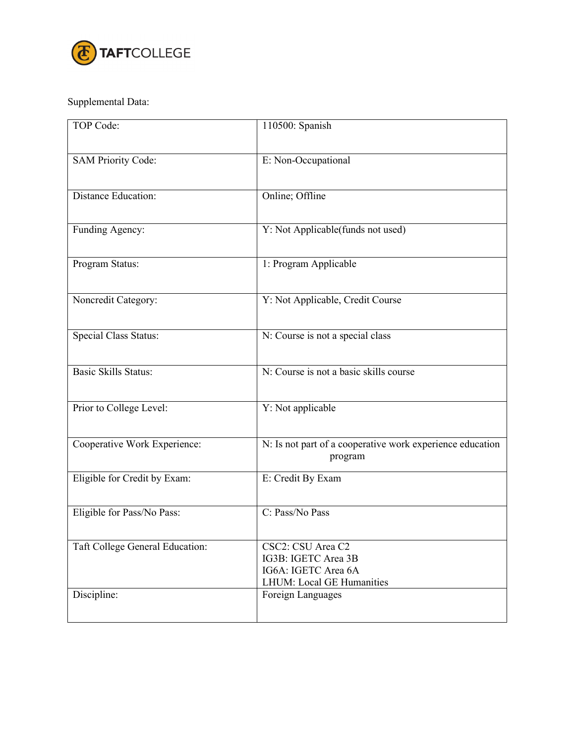Supplemental Data:

| | |
|---|---|
| TOP Code: | 110500: Spanish |
| SAM Priority Code: | E: Non-Occupational |
| Distance Education: | Online; Offline |
| Funding Agency: | Y: Not Applicable(funds not used) |
| Program Status: | 1: Program Applicable |
| Noncredit Category: | Y: Not Applicable, Credit Course |
| Special Class Status: | N: Course is not a special class |
| Basic Skills Status: | N: Course is not a basic skills course |
| Prior to College Level: | Y: Not applicable |
| Cooperative Work Experience: | N: Is not part of a cooperative work experience education program |
| Eligible for Credit by Exam: | E: Credit By Exam |
| Eligible for Pass/No Pass: | C: Pass/No Pass |
| Taft College General Education: | CSC2: CSU Area C2<br>IG3B: IGETC Area 3B<br>IG6A: IGETC Area 6A<br>LHUM: Local GE Humanities |
| Discipline: | Foreign Languages |